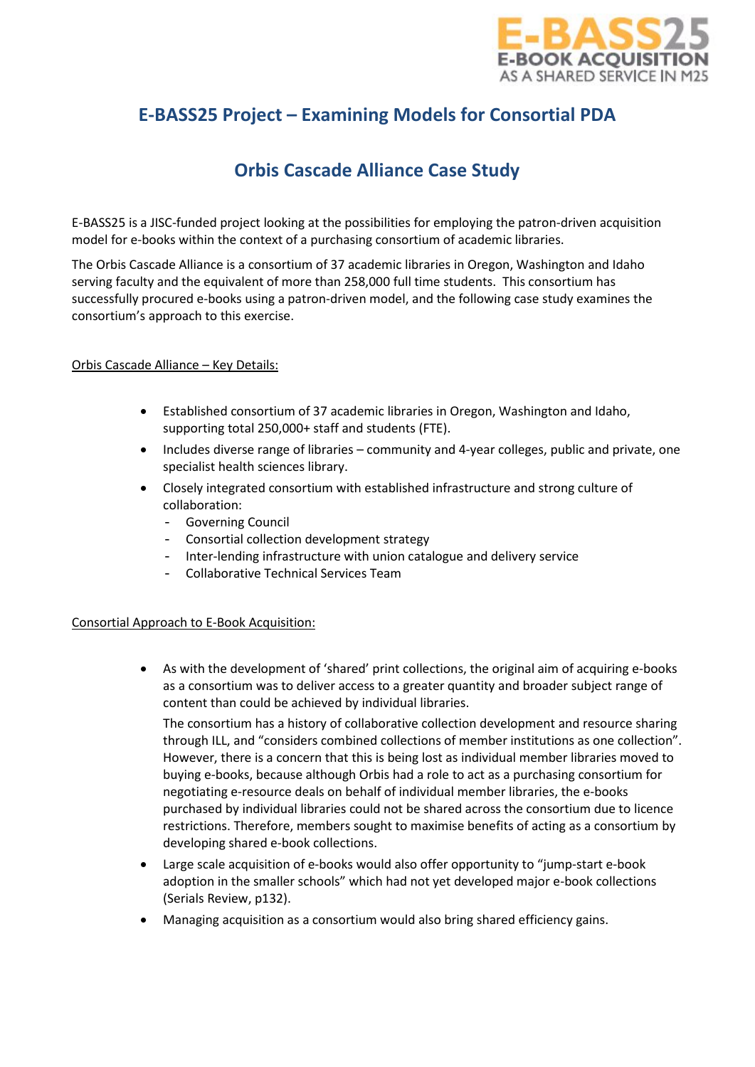# E-BASS25 Project – Examining Models for Consortial PDA

## Orbis Cascade Alliance Case Study

E-BASS25 is a JISC-funded project looking at the possibilities for employing the patron-driven acquisition model for e-books within the context of a purchasing consortium of academic libraries.

The Orbis Cascade Alliance is a consortium of 37 academic libraries in Oregon, Washington and Idaho serving faculty and the equivalent of more than 258,000 full time students. This consortium has successfully procured e-books using a patron-driven model, and the following case study examines the consortium's approach to this exercise.

<u>Orbis Cascade Alliance – Key Details:</u>

- Established consortium of 37 academic libraries in Oregon, Washington and Idaho, supporting total 250,000+ staff and students (FTE).
- Includes diverse range of libraries – community and 4-year colleges, public and private, one specialist health sciences library.
- Closely integrated consortium with established infrastructure and strong culture of collaboration:
  - Governing Council
  - Consortial collection development strategy
  - Inter-lending infrastructure with union catalogue and delivery service
  - Collaborative Technical Services Team

<u>Consortial Approach to E-Book Acquisition:</u>

- As with the development of 'shared' print collections, the original aim of acquiring e-books as a consortium was to deliver access to a greater quantity and broader subject range of content than could be achieved by individual libraries.

  The consortium has a history of collaborative collection development and resource sharing through ILL, and "considers combined collections of member institutions as one collection". However, there is a concern that this is being lost as individual member libraries moved to buying e-books, because although Orbis had a role to act as a purchasing consortium for negotiating e-resource deals on behalf of individual member libraries, the e-books purchased by individual libraries could not be shared across the consortium due to licence restrictions. Therefore, members sought to maximise benefits of acting as a consortium by developing shared e-book collections.
- Large scale acquisition of e-books would also offer opportunity to "jump-start e-book adoption in the smaller schools" which had not yet developed major e-book collections (Serials Review, p132).
- Managing acquisition as a consortium would also bring shared efficiency gains.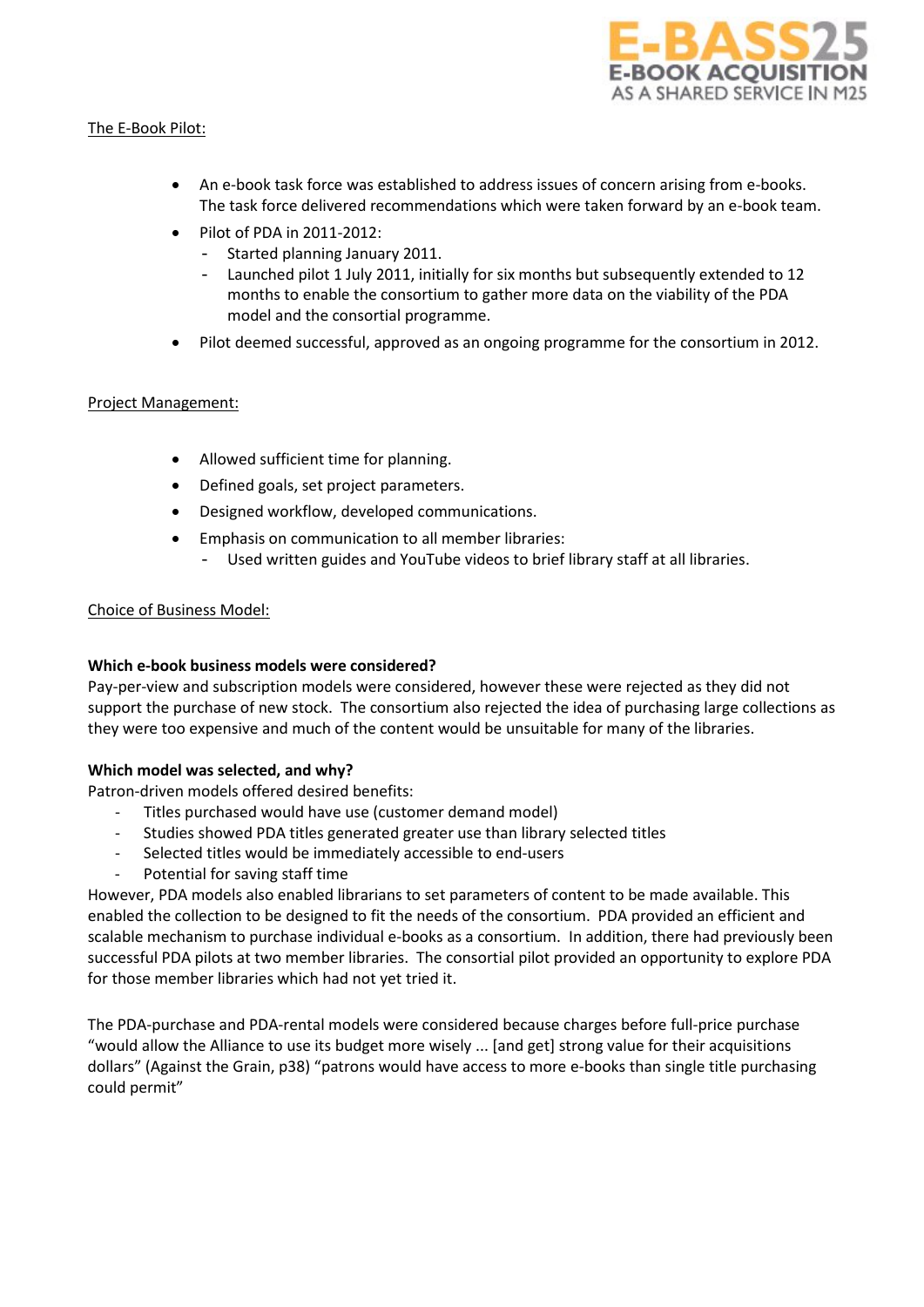The E-Book Pilot:

- An e-book task force was established to address issues of concern arising from e-books. The task force delivered recommendations which were taken forward by an e-book team.
- Pilot of PDA in 2011-2012:
  - Started planning January 2011.
  - Launched pilot 1 July 2011, initially for six months but subsequently extended to 12 months to enable the consortium to gather more data on the viability of the PDA model and the consortial programme.
- Pilot deemed successful, approved as an ongoing programme for the consortium in 2012.

Project Management:

- Allowed sufficient time for planning.
- Defined goals, set project parameters.
- Designed workflow, developed communications.
- Emphasis on communication to all member libraries:
  - Used written guides and YouTube videos to brief library staff at all libraries.

Choice of Business Model:

**Which e-book business models were considered?**
Pay-per-view and subscription models were considered, however these were rejected as they did not support the purchase of new stock. The consortium also rejected the idea of purchasing large collections as they were too expensive and much of the content would be unsuitable for many of the libraries.

**Which model was selected, and why?**
Patron-driven models offered desired benefits:

- Titles purchased would have use (customer demand model)
- Studies showed PDA titles generated greater use than library selected titles
- Selected titles would be immediately accessible to end-users
- Potential for saving staff time

However, PDA models also enabled librarians to set parameters of content to be made available. This enabled the collection to be designed to fit the needs of the consortium. PDA provided an efficient and scalable mechanism to purchase individual e-books as a consortium. In addition, there had previously been successful PDA pilots at two member libraries. The consortial pilot provided an opportunity to explore PDA for those member libraries which had not yet tried it.

The PDA-purchase and PDA-rental models were considered because charges before full-price purchase "would allow the Alliance to use its budget more wisely ... [and get] strong value for their acquisitions dollars" (Against the Grain, p38) "patrons would have access to more e-books than single title purchasing could permit"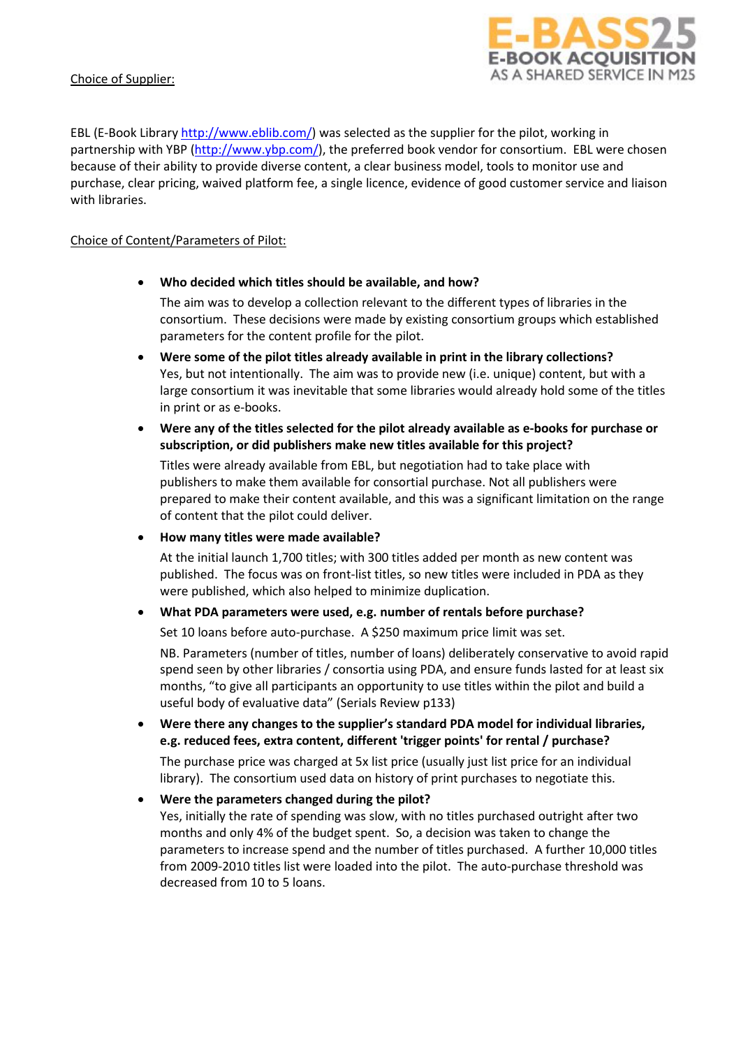Choice of Supplier:

EBL (E-Book Library http://www.eblib.com/) was selected as the supplier for the pilot, working in partnership with YBP (http://www.ybp.com/), the preferred book vendor for consortium. EBL were chosen because of their ability to provide diverse content, a clear business model, tools to monitor use and purchase, clear pricing, waived platform fee, a single licence, evidence of good customer service and liaison with libraries.

Choice of Content/Parameters of Pilot:

- **Who decided which titles should be available, and how?**

  The aim was to develop a collection relevant to the different types of libraries in the consortium. These decisions were made by existing consortium groups which established parameters for the content profile for the pilot.

- **Were some of the pilot titles already available in print in the library collections?**

  Yes, but not intentionally. The aim was to provide new (i.e. unique) content, but with a large consortium it was inevitable that some libraries would already hold some of the titles in print or as e-books.

- **Were any of the titles selected for the pilot already available as e-books for purchase or subscription, or did publishers make new titles available for this project?**

  Titles were already available from EBL, but negotiation had to take place with publishers to make them available for consortial purchase. Not all publishers were prepared to make their content available, and this was a significant limitation on the range of content that the pilot could deliver.

- **How many titles were made available?**

  At the initial launch 1,700 titles; with 300 titles added per month as new content was published. The focus was on front-list titles, so new titles were included in PDA as they were published, which also helped to minimize duplication.

- **What PDA parameters were used, e.g. number of rentals before purchase?**

  Set 10 loans before auto-purchase. A $250 maximum price limit was set.

  NB. Parameters (number of titles, number of loans) deliberately conservative to avoid rapid spend seen by other libraries / consortia using PDA, and ensure funds lasted for at least six months, "to give all participants an opportunity to use titles within the pilot and build a useful body of evaluative data" (Serials Review p133)

- **Were there any changes to the supplier's standard PDA model for individual libraries, e.g. reduced fees, extra content, different 'trigger points' for rental / purchase?**

  The purchase price was charged at 5x list price (usually just list price for an individual library). The consortium used data on history of print purchases to negotiate this.

- **Were the parameters changed during the pilot?**

  Yes, initially the rate of spending was slow, with no titles purchased outright after two months and only 4% of the budget spent. So, a decision was taken to change the parameters to increase spend and the number of titles purchased. A further 10,000 titles from 2009-2010 titles list were loaded into the pilot. The auto-purchase threshold was decreased from 10 to 5 loans.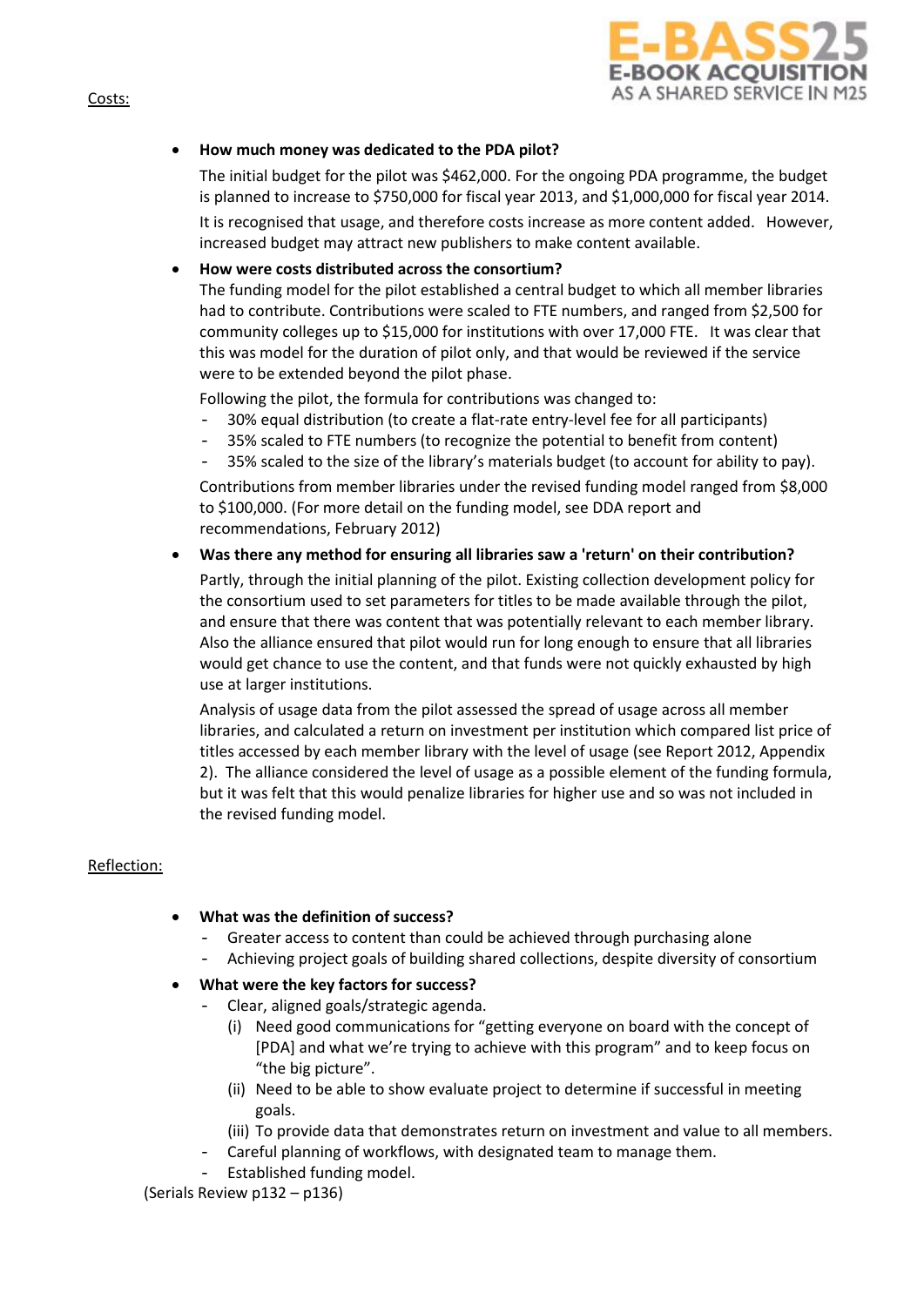Costs:

- **How much money was dedicated to the PDA pilot?**

  The initial budget for the pilot was $462,000. For the ongoing PDA programme, the budget is planned to increase to $750,000 for fiscal year 2013, and $1,000,000 for fiscal year 2014.

  It is recognised that usage, and therefore costs increase as more content added. However, increased budget may attract new publishers to make content available.

- **How were costs distributed across the consortium?**

  The funding model for the pilot established a central budget to which all member libraries had to contribute. Contributions were scaled to FTE numbers, and ranged from $2,500 for community colleges up to $15,000 for institutions with over 17,000 FTE. It was clear that this was model for the duration of pilot only, and that would be reviewed if the service were to be extended beyond the pilot phase.

  Following the pilot, the formula for contributions was changed to:

  - 30% equal distribution (to create a flat-rate entry-level fee for all participants)
  - 35% scaled to FTE numbers (to recognize the potential to benefit from content)
  - 35% scaled to the size of the library's materials budget (to account for ability to pay).

  Contributions from member libraries under the revised funding model ranged from $8,000 to $100,000. (For more detail on the funding model, see DDA report and recommendations, February 2012)

- **Was there any method for ensuring all libraries saw a 'return' on their contribution?**

  Partly, through the initial planning of the pilot. Existing collection development policy for the consortium used to set parameters for titles to be made available through the pilot, and ensure that there was content that was potentially relevant to each member library. Also the alliance ensured that pilot would run for long enough to ensure that all libraries would get chance to use the content, and that funds were not quickly exhausted by high use at larger institutions.

  Analysis of usage data from the pilot assessed the spread of usage across all member libraries, and calculated a return on investment per institution which compared list price of titles accessed by each member library with the level of usage (see Report 2012, Appendix 2). The alliance considered the level of usage as a possible element of the funding formula, but it was felt that this would penalize libraries for higher use and so was not included in the revised funding model.

Reflection:

- **What was the definition of success?**
  - Greater access to content than could be achieved through purchasing alone
  - Achieving project goals of building shared collections, despite diversity of consortium
- **What were the key factors for success?**
  - Clear, aligned goals/strategic agenda.
    - (i) Need good communications for "getting everyone on board with the concept of [PDA] and what we're trying to achieve with this program" and to keep focus on "the big picture".
    - (ii) Need to be able to show evaluate project to determine if successful in meeting goals.
    - (iii) To provide data that demonstrates return on investment and value to all members.
  - Careful planning of workflows, with designated team to manage them.
  - Established funding model.

(Serials Review p132 – p136)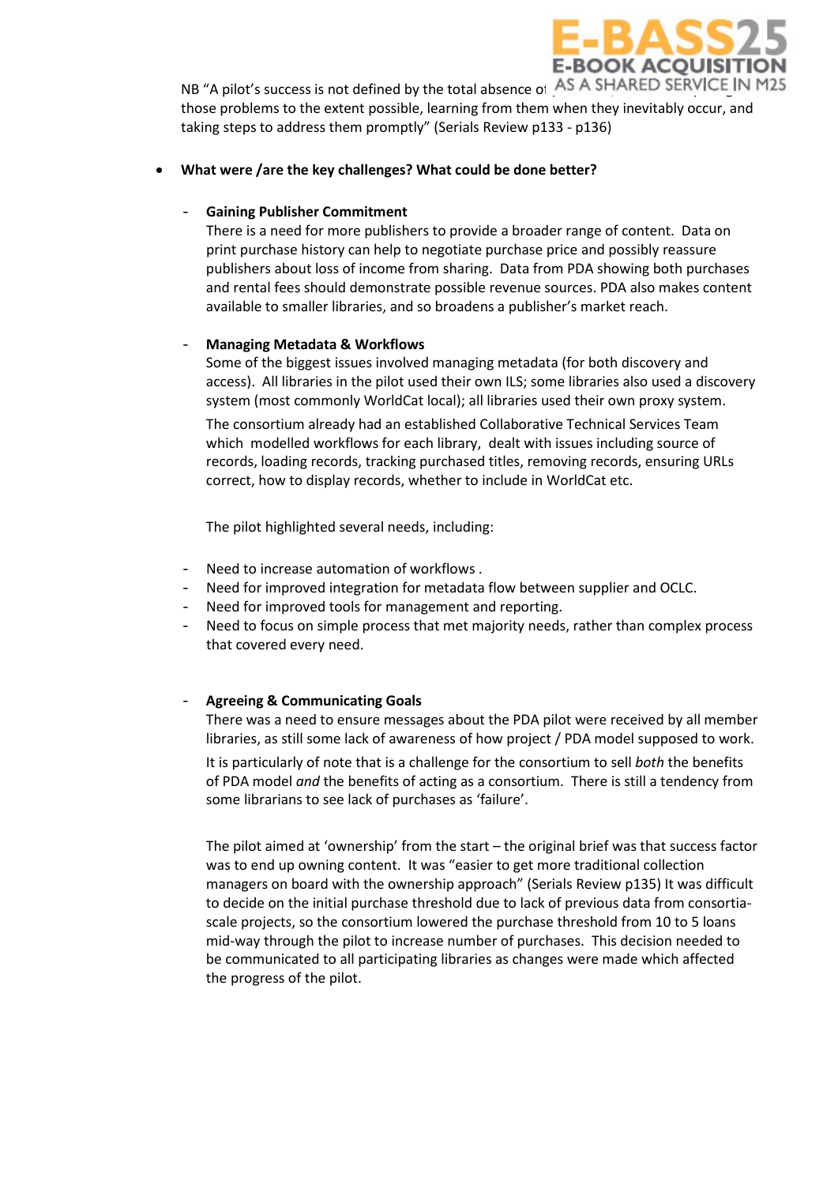NB "A pilot's success is not defined by the total absence of problems, but by anticipating those problems to the extent possible, learning from them when they inevitably occur, and taking steps to address them promptly" (Serials Review p133 - p136)

- **What were /are the key challenges? What could be done better?**

  - **Gaining Publisher Commitment**

    There is a need for more publishers to provide a broader range of content. Data on print purchase history can help to negotiate purchase price and possibly reassure publishers about loss of income from sharing. Data from PDA showing both purchases and rental fees should demonstrate possible revenue sources. PDA also makes content available to smaller libraries, and so broadens a publisher's market reach.

  - **Managing Metadata & Workflows**

    Some of the biggest issues involved managing metadata (for both discovery and access). All libraries in the pilot used their own ILS; some libraries also used a discovery system (most commonly WorldCat local); all libraries used their own proxy system.

    The consortium already had an established Collaborative Technical Services Team which modelled workflows for each library, dealt with issues including source of records, loading records, tracking purchased titles, removing records, ensuring URLs correct, how to display records, whether to include in WorldCat etc.

    The pilot highlighted several needs, including:

  - Need to increase automation of workflows .
  - Need for improved integration for metadata flow between supplier and OCLC.
  - Need for improved tools for management and reporting.
  - Need to focus on simple process that met majority needs, rather than complex process that covered every need.

  - **Agreeing & Communicating Goals**

    There was a need to ensure messages about the PDA pilot were received by all member libraries, as still some lack of awareness of how project / PDA model supposed to work.

    It is particularly of note that is a challenge for the consortium to sell *both* the benefits of PDA model *and* the benefits of acting as a consortium. There is still a tendency from some librarians to see lack of purchases as 'failure'.

    The pilot aimed at 'ownership' from the start – the original brief was that success factor was to end up owning content. It was "easier to get more traditional collection managers on board with the ownership approach" (Serials Review p135) It was difficult to decide on the initial purchase threshold due to lack of previous data from consortia-scale projects, so the consortium lowered the purchase threshold from 10 to 5 loans mid-way through the pilot to increase number of purchases. This decision needed to be communicated to all participating libraries as changes were made which affected the progress of the pilot.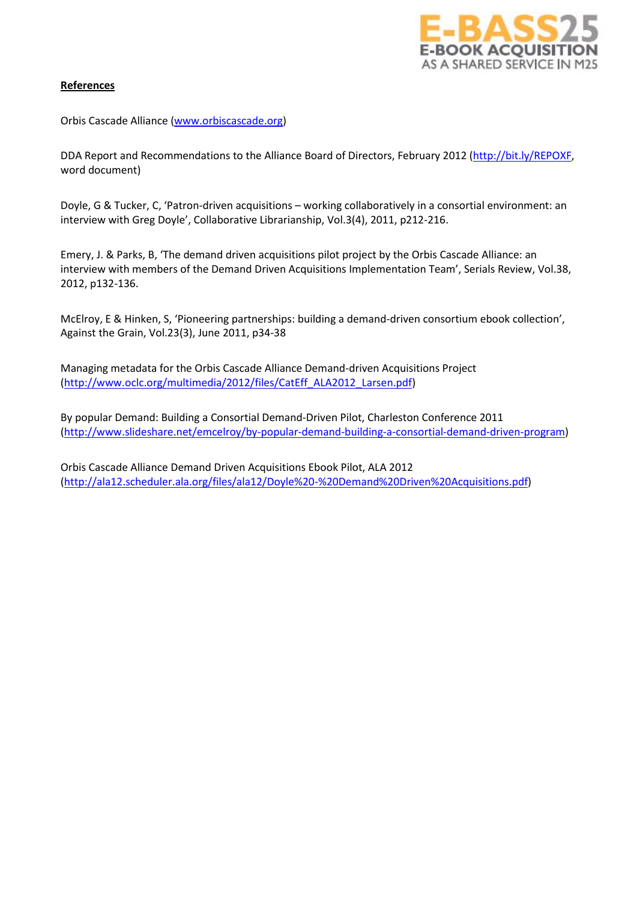**References**

Orbis Cascade Alliance ([www.orbiscascade.org](http://www.orbiscascade.org))

DDA Report and Recommendations to the Alliance Board of Directors, February 2012 ([http://bit.ly/REPOXF](http://bit.ly/REPOXF), word document)

Doyle, G & Tucker, C, 'Patron-driven acquisitions – working collaboratively in a consortial environment: an interview with Greg Doyle', Collaborative Librarianship, Vol.3(4), 2011, p212-216.

Emery, J. & Parks, B, 'The demand driven acquisitions pilot project by the Orbis Cascade Alliance: an interview with members of the Demand Driven Acquisitions Implementation Team', Serials Review, Vol.38, 2012, p132-136.

McElroy, E & Hinken, S, 'Pioneering partnerships: building a demand-driven consortium ebook collection', Against the Grain, Vol.23(3), June 2011, p34-38

Managing metadata for the Orbis Cascade Alliance Demand-driven Acquisitions Project ([http://www.oclc.org/multimedia/2012/files/CatEff_ALA2012_Larsen.pdf](http://www.oclc.org/multimedia/2012/files/CatEff_ALA2012_Larsen.pdf))

By popular Demand: Building a Consortial Demand-Driven Pilot, Charleston Conference 2011 ([http://www.slideshare.net/emcelroy/by-popular-demand-building-a-consortial-demand-driven-program](http://www.slideshare.net/emcelroy/by-popular-demand-building-a-consortial-demand-driven-program))

Orbis Cascade Alliance Demand Driven Acquisitions Ebook Pilot, ALA 2012 ([http://ala12.scheduler.ala.org/files/ala12/Doyle%20-%20Demand%20Driven%20Acquisitions.pdf](http://ala12.scheduler.ala.org/files/ala12/Doyle%20-%20Demand%20Driven%20Acquisitions.pdf))